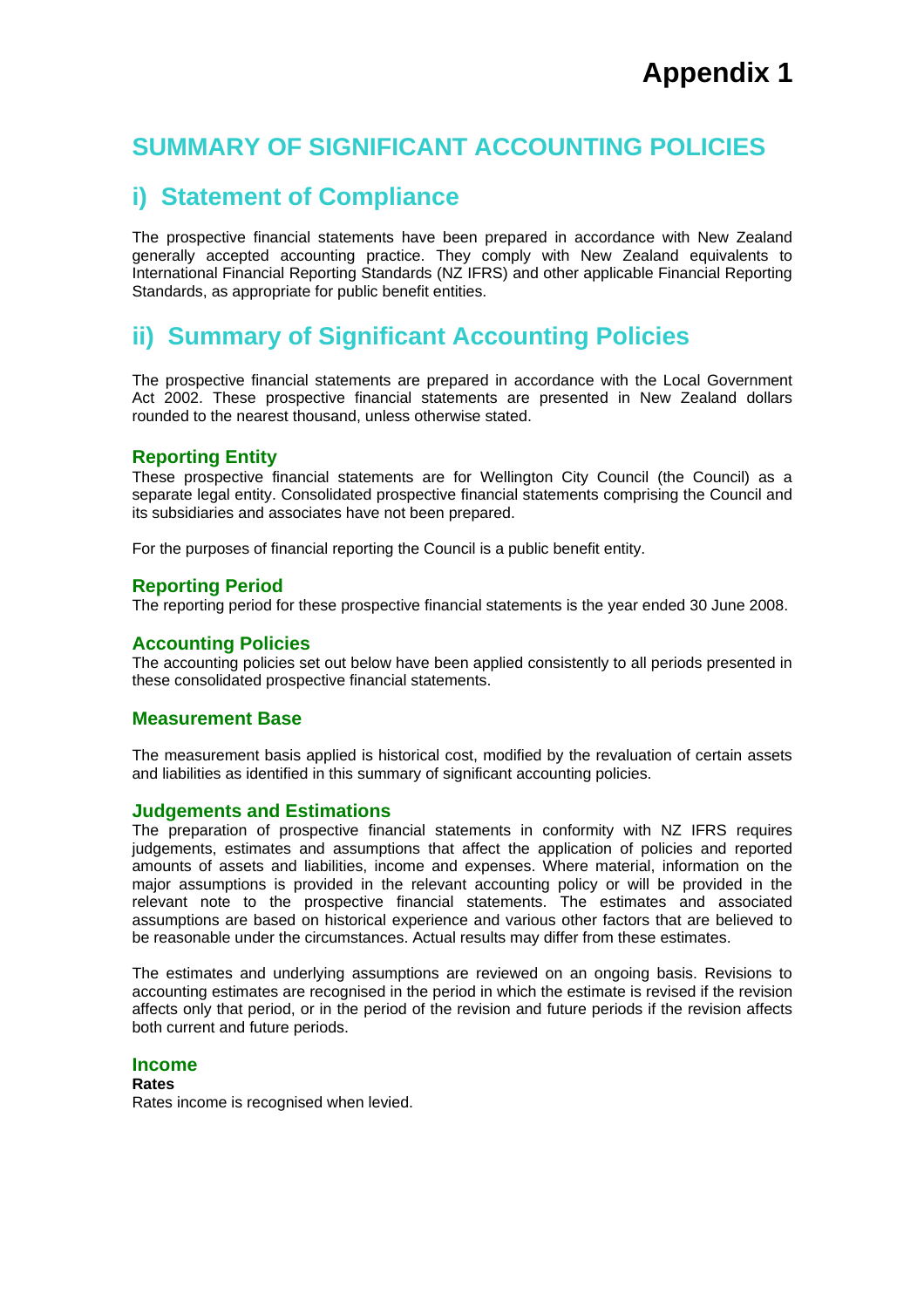# Appendix 1

# SUMMARY OF SIGNIFICANT ACCOUNTING POLICIES

## i) Statement of Compliance

The prospective financial statements have been prepared in accordance with New Zealand generally accepted accounting practice. They comply with New Zealand equivalents to International Financial Reporting Standards (NZ IFRS) and other applicable Financial Reporting Standards, as appropriate for public benefit entities.

## ii) Summary of Significant Accounting Policies

The prospective financial statements are prepared in accordance with the Local Government Act 2002. These prospective financial statements are presented in New Zealand dollars rounded to the nearest thousand, unless otherwise stated.

### Reporting Entity

These prospective financial statements are for Wellington City Council (the Council) as a separate legal entity. Consolidated prospective financial statements comprising the Council and its subsidiaries and associates have not been prepared.

For the purposes of financial reporting the Council is a public benefit entity.

### Reporting Period

The reporting period for these prospective financial statements is the year ended 30 June 2008.

### Accounting Policies

The accounting policies set out below have been applied consistently to all periods presented in these consolidated prospective financial statements.

### Measurement Base

The measurement basis applied is historical cost, modified by the revaluation of certain assets and liabilities as identified in this summary of significant accounting policies.

### Judgements and Estimations

The preparation of prospective financial statements in conformity with NZ IFRS requires judgements, estimates and assumptions that affect the application of policies and reported amounts of assets and liabilities, income and expenses. Where material, information on the major assumptions is provided in the relevant accounting policy or will be provided in the relevant note to the prospective financial statements. The estimates and associated assumptions are based on historical experience and various other factors that are believed to be reasonable under the circumstances. Actual results may differ from these estimates.

The estimates and underlying assumptions are reviewed on an ongoing basis. Revisions to accounting estimates are recognised in the period in which the estimate is revised if the revision affects only that period, or in the period of the revision and future periods if the revision affects both current and future periods.

### Income

**Rates**

Rates income is recognised when levied.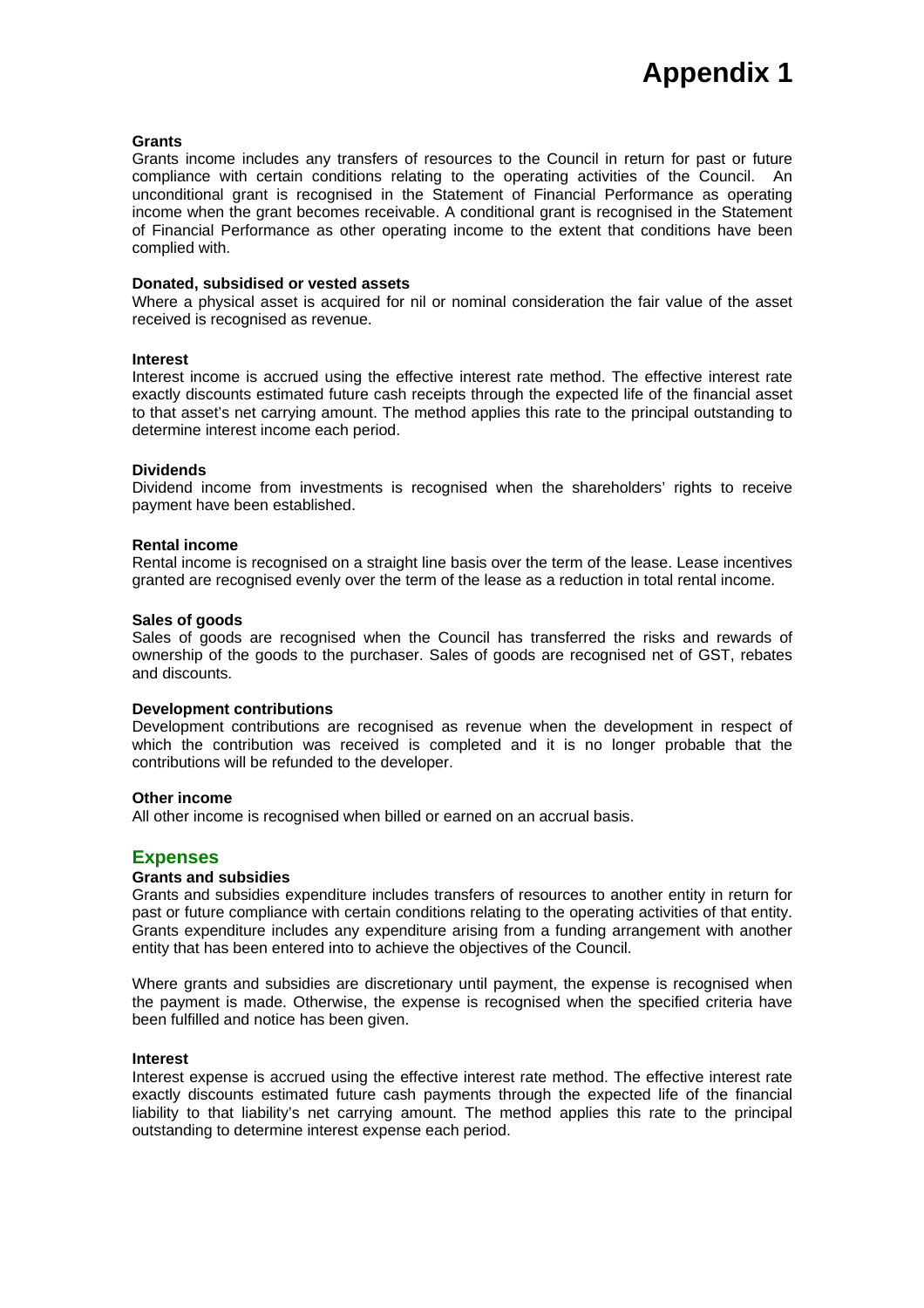# Appendix 1

**Grants**
Grants income includes any transfers of resources to the Council in return for past or future compliance with certain conditions relating to the operating activities of the Council. An unconditional grant is recognised in the Statement of Financial Performance as operating income when the grant becomes receivable. A conditional grant is recognised in the Statement of Financial Performance as other operating income to the extent that conditions have been complied with.

**Donated, subsidised or vested assets**
Where a physical asset is acquired for nil or nominal consideration the fair value of the asset received is recognised as revenue.

**Interest**
Interest income is accrued using the effective interest rate method. The effective interest rate exactly discounts estimated future cash receipts through the expected life of the financial asset to that asset's net carrying amount. The method applies this rate to the principal outstanding to determine interest income each period.

**Dividends**
Dividend income from investments is recognised when the shareholders' rights to receive payment have been established.

**Rental income**
Rental income is recognised on a straight line basis over the term of the lease. Lease incentives granted are recognised evenly over the term of the lease as a reduction in total rental income.

**Sales of goods**
Sales of goods are recognised when the Council has transferred the risks and rewards of ownership of the goods to the purchaser. Sales of goods are recognised net of GST, rebates and discounts.

**Development contributions**
Development contributions are recognised as revenue when the development in respect of which the contribution was received is completed and it is no longer probable that the contributions will be refunded to the developer.

**Other income**
All other income is recognised when billed or earned on an accrual basis.

## Expenses

**Grants and subsidies**
Grants and subsidies expenditure includes transfers of resources to another entity in return for past or future compliance with certain conditions relating to the operating activities of that entity. Grants expenditure includes any expenditure arising from a funding arrangement with another entity that has been entered into to achieve the objectives of the Council.

Where grants and subsidies are discretionary until payment, the expense is recognised when the payment is made. Otherwise, the expense is recognised when the specified criteria have been fulfilled and notice has been given.

**Interest**
Interest expense is accrued using the effective interest rate method. The effective interest rate exactly discounts estimated future cash payments through the expected life of the financial liability to that liability's net carrying amount. The method applies this rate to the principal outstanding to determine interest expense each period.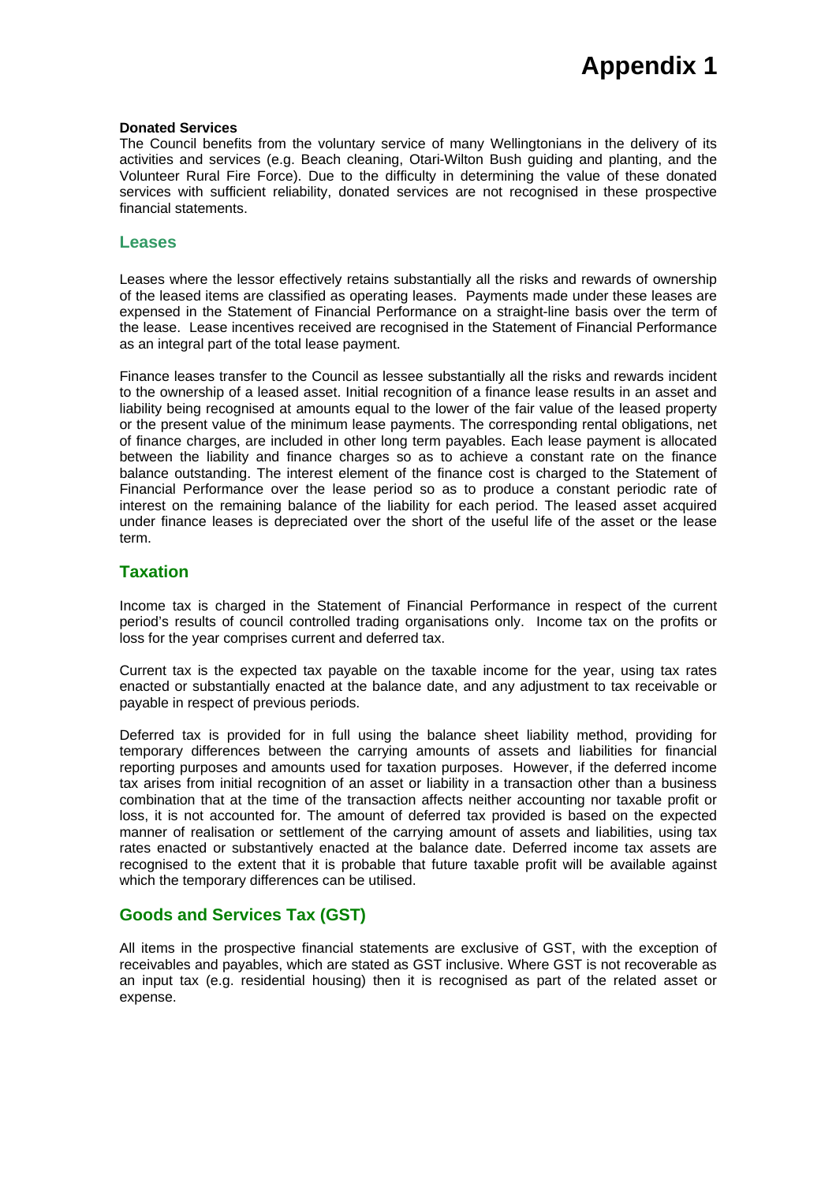# Appendix 1

**Donated Services**

The Council benefits from the voluntary service of many Wellingtonians in the delivery of its activities and services (e.g. Beach cleaning, Otari-Wilton Bush guiding and planting, and the Volunteer Rural Fire Force). Due to the difficulty in determining the value of these donated services with sufficient reliability, donated services are not recognised in these prospective financial statements.

## Leases

Leases where the lessor effectively retains substantially all the risks and rewards of ownership of the leased items are classified as operating leases. Payments made under these leases are expensed in the Statement of Financial Performance on a straight-line basis over the term of the lease. Lease incentives received are recognised in the Statement of Financial Performance as an integral part of the total lease payment.

Finance leases transfer to the Council as lessee substantially all the risks and rewards incident to the ownership of a leased asset. Initial recognition of a finance lease results in an asset and liability being recognised at amounts equal to the lower of the fair value of the leased property or the present value of the minimum lease payments. The corresponding rental obligations, net of finance charges, are included in other long term payables. Each lease payment is allocated between the liability and finance charges so as to achieve a constant rate on the finance balance outstanding. The interest element of the finance cost is charged to the Statement of Financial Performance over the lease period so as to produce a constant periodic rate of interest on the remaining balance of the liability for each period. The leased asset acquired under finance leases is depreciated over the short of the useful life of the asset or the lease term.

## Taxation

Income tax is charged in the Statement of Financial Performance in respect of the current period's results of council controlled trading organisations only. Income tax on the profits or loss for the year comprises current and deferred tax.

Current tax is the expected tax payable on the taxable income for the year, using tax rates enacted or substantially enacted at the balance date, and any adjustment to tax receivable or payable in respect of previous periods.

Deferred tax is provided for in full using the balance sheet liability method, providing for temporary differences between the carrying amounts of assets and liabilities for financial reporting purposes and amounts used for taxation purposes. However, if the deferred income tax arises from initial recognition of an asset or liability in a transaction other than a business combination that at the time of the transaction affects neither accounting nor taxable profit or loss, it is not accounted for. The amount of deferred tax provided is based on the expected manner of realisation or settlement of the carrying amount of assets and liabilities, using tax rates enacted or substantively enacted at the balance date. Deferred income tax assets are recognised to the extent that it is probable that future taxable profit will be available against which the temporary differences can be utilised.

## Goods and Services Tax (GST)

All items in the prospective financial statements are exclusive of GST, with the exception of receivables and payables, which are stated as GST inclusive. Where GST is not recoverable as an input tax (e.g. residential housing) then it is recognised as part of the related asset or expense.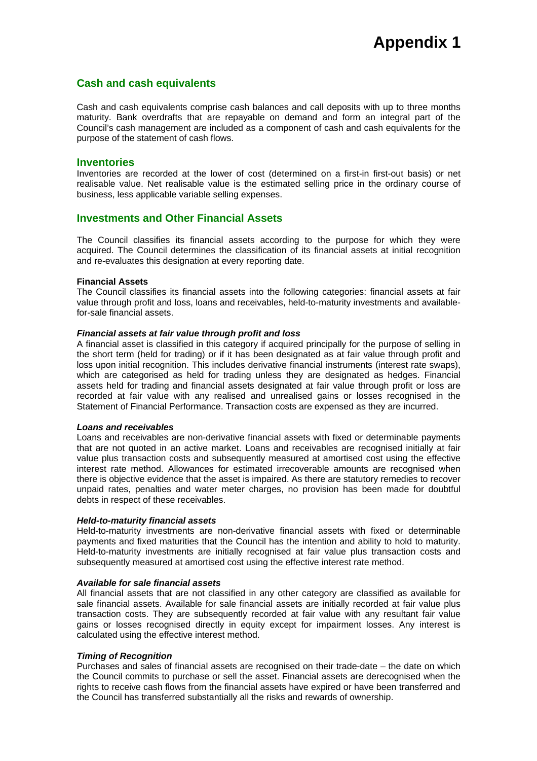# Appendix 1

## Cash and cash equivalents

Cash and cash equivalents comprise cash balances and call deposits with up to three months maturity. Bank overdrafts that are repayable on demand and form an integral part of the Council's cash management are included as a component of cash and cash equivalents for the purpose of the statement of cash flows.

## Inventories

Inventories are recorded at the lower of cost (determined on a first-in first-out basis) or net realisable value. Net realisable value is the estimated selling price in the ordinary course of business, less applicable variable selling expenses.

## Investments and Other Financial Assets

The Council classifies its financial assets according to the purpose for which they were acquired. The Council determines the classification of its financial assets at initial recognition and re-evaluates this designation at every reporting date.

**Financial Assets**

The Council classifies its financial assets into the following categories: financial assets at fair value through profit and loss, loans and receivables, held-to-maturity investments and available-for-sale financial assets.

***Financial assets at fair value through profit and loss***

A financial asset is classified in this category if acquired principally for the purpose of selling in the short term (held for trading) or if it has been designated as at fair value through profit and loss upon initial recognition. This includes derivative financial instruments (interest rate swaps), which are categorised as held for trading unless they are designated as hedges. Financial assets held for trading and financial assets designated at fair value through profit or loss are recorded at fair value with any realised and unrealised gains or losses recognised in the Statement of Financial Performance. Transaction costs are expensed as they are incurred.

***Loans and receivables***

Loans and receivables are non-derivative financial assets with fixed or determinable payments that are not quoted in an active market. Loans and receivables are recognised initially at fair value plus transaction costs and subsequently measured at amortised cost using the effective interest rate method. Allowances for estimated irrecoverable amounts are recognised when there is objective evidence that the asset is impaired. As there are statutory remedies to recover unpaid rates, penalties and water meter charges, no provision has been made for doubtful debts in respect of these receivables.

***Held-to-maturity financial assets***

Held-to-maturity investments are non-derivative financial assets with fixed or determinable payments and fixed maturities that the Council has the intention and ability to hold to maturity. Held-to-maturity investments are initially recognised at fair value plus transaction costs and subsequently measured at amortised cost using the effective interest rate method.

***Available for sale financial assets***

All financial assets that are not classified in any other category are classified as available for sale financial assets. Available for sale financial assets are initially recorded at fair value plus transaction costs. They are subsequently recorded at fair value with any resultant fair value gains or losses recognised directly in equity except for impairment losses. Any interest is calculated using the effective interest method.

***Timing of Recognition***

Purchases and sales of financial assets are recognised on their trade-date – the date on which the Council commits to purchase or sell the asset. Financial assets are derecognised when the rights to receive cash flows from the financial assets have expired or have been transferred and the Council has transferred substantially all the risks and rewards of ownership.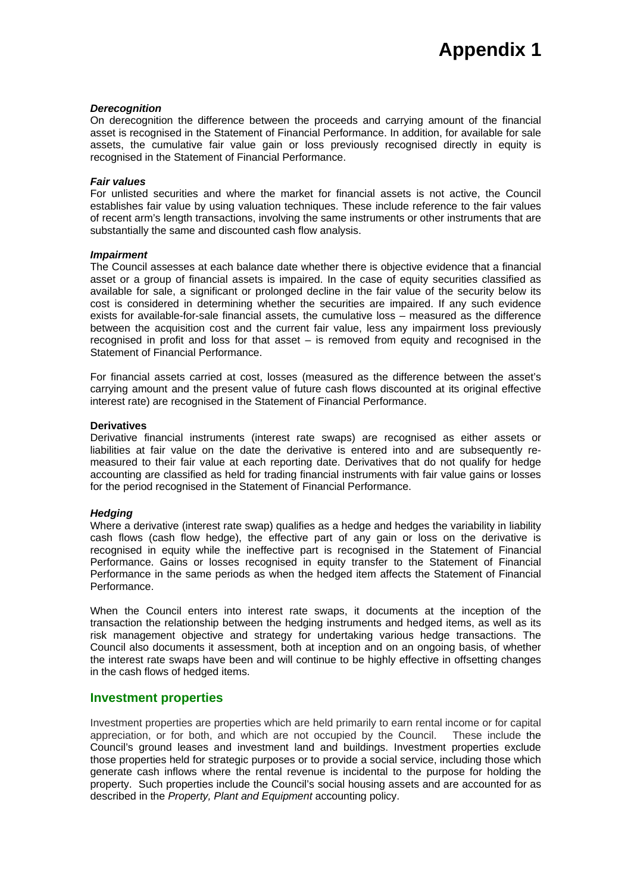# Appendix 1

***Derecognition***

On derecognition the difference between the proceeds and carrying amount of the financial asset is recognised in the Statement of Financial Performance. In addition, for available for sale assets, the cumulative fair value gain or loss previously recognised directly in equity is recognised in the Statement of Financial Performance.

***Fair values***

For unlisted securities and where the market for financial assets is not active, the Council establishes fair value by using valuation techniques. These include reference to the fair values of recent arm's length transactions, involving the same instruments or other instruments that are substantially the same and discounted cash flow analysis.

***Impairment***

The Council assesses at each balance date whether there is objective evidence that a financial asset or a group of financial assets is impaired. In the case of equity securities classified as available for sale, a significant or prolonged decline in the fair value of the security below its cost is considered in determining whether the securities are impaired. If any such evidence exists for available-for-sale financial assets, the cumulative loss – measured as the difference between the acquisition cost and the current fair value, less any impairment loss previously recognised in profit and loss for that asset – is removed from equity and recognised in the Statement of Financial Performance.

For financial assets carried at cost, losses (measured as the difference between the asset's carrying amount and the present value of future cash flows discounted at its original effective interest rate) are recognised in the Statement of Financial Performance.

**Derivatives**

Derivative financial instruments (interest rate swaps) are recognised as either assets or liabilities at fair value on the date the derivative is entered into and are subsequently re-measured to their fair value at each reporting date. Derivatives that do not qualify for hedge accounting are classified as held for trading financial instruments with fair value gains or losses for the period recognised in the Statement of Financial Performance.

***Hedging***

Where a derivative (interest rate swap) qualifies as a hedge and hedges the variability in liability cash flows (cash flow hedge), the effective part of any gain or loss on the derivative is recognised in equity while the ineffective part is recognised in the Statement of Financial Performance. Gains or losses recognised in equity transfer to the Statement of Financial Performance in the same periods as when the hedged item affects the Statement of Financial Performance.

When the Council enters into interest rate swaps, it documents at the inception of the transaction the relationship between the hedging instruments and hedged items, as well as its risk management objective and strategy for undertaking various hedge transactions. The Council also documents it assessment, both at inception and on an ongoing basis, of whether the interest rate swaps have been and will continue to be highly effective in offsetting changes in the cash flows of hedged items.

## Investment properties

Investment properties are properties which are held primarily to earn rental income or for capital appreciation, or for both, and which are not occupied by the Council. These include the Council's ground leases and investment land and buildings. Investment properties exclude those properties held for strategic purposes or to provide a social service, including those which generate cash inflows where the rental revenue is incidental to the purpose for holding the property. Such properties include the Council's social housing assets and are accounted for as described in the *Property, Plant and Equipment* accounting policy.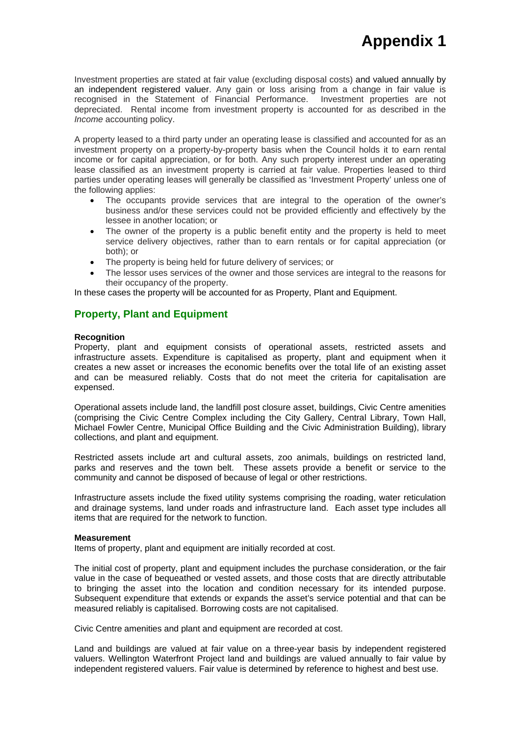# Appendix 1

Investment properties are stated at fair value (excluding disposal costs) and valued annually by an independent registered valuer. Any gain or loss arising from a change in fair value is recognised in the Statement of Financial Performance. Investment properties are not depreciated. Rental income from investment property is accounted for as described in the *Income* accounting policy.

A property leased to a third party under an operating lease is classified and accounted for as an investment property on a property-by-property basis when the Council holds it to earn rental income or for capital appreciation, or for both. Any such property interest under an operating lease classified as an investment property is carried at fair value. Properties leased to third parties under operating leases will generally be classified as 'Investment Property' unless one of the following applies:

- The occupants provide services that are integral to the operation of the owner's business and/or these services could not be provided efficiently and effectively by the lessee in another location; or
- The owner of the property is a public benefit entity and the property is held to meet service delivery objectives, rather than to earn rentals or for capital appreciation (or both); or
- The property is being held for future delivery of services; or
- The lessor uses services of the owner and those services are integral to the reasons for their occupancy of the property.

In these cases the property will be accounted for as Property, Plant and Equipment.

## Property, Plant and Equipment

**Recognition**

Property, plant and equipment consists of operational assets, restricted assets and infrastructure assets. Expenditure is capitalised as property, plant and equipment when it creates a new asset or increases the economic benefits over the total life of an existing asset and can be measured reliably. Costs that do not meet the criteria for capitalisation are expensed.

Operational assets include land, the landfill post closure asset, buildings, Civic Centre amenities (comprising the Civic Centre Complex including the City Gallery, Central Library, Town Hall, Michael Fowler Centre, Municipal Office Building and the Civic Administration Building), library collections, and plant and equipment.

Restricted assets include art and cultural assets, zoo animals, buildings on restricted land, parks and reserves and the town belt. These assets provide a benefit or service to the community and cannot be disposed of because of legal or other restrictions.

Infrastructure assets include the fixed utility systems comprising the roading, water reticulation and drainage systems, land under roads and infrastructure land. Each asset type includes all items that are required for the network to function.

**Measurement**

Items of property, plant and equipment are initially recorded at cost.

The initial cost of property, plant and equipment includes the purchase consideration, or the fair value in the case of bequeathed or vested assets, and those costs that are directly attributable to bringing the asset into the location and condition necessary for its intended purpose. Subsequent expenditure that extends or expands the asset's service potential and that can be measured reliably is capitalised. Borrowing costs are not capitalised.

Civic Centre amenities and plant and equipment are recorded at cost.

Land and buildings are valued at fair value on a three-year basis by independent registered valuers. Wellington Waterfront Project land and buildings are valued annually to fair value by independent registered valuers. Fair value is determined by reference to highest and best use.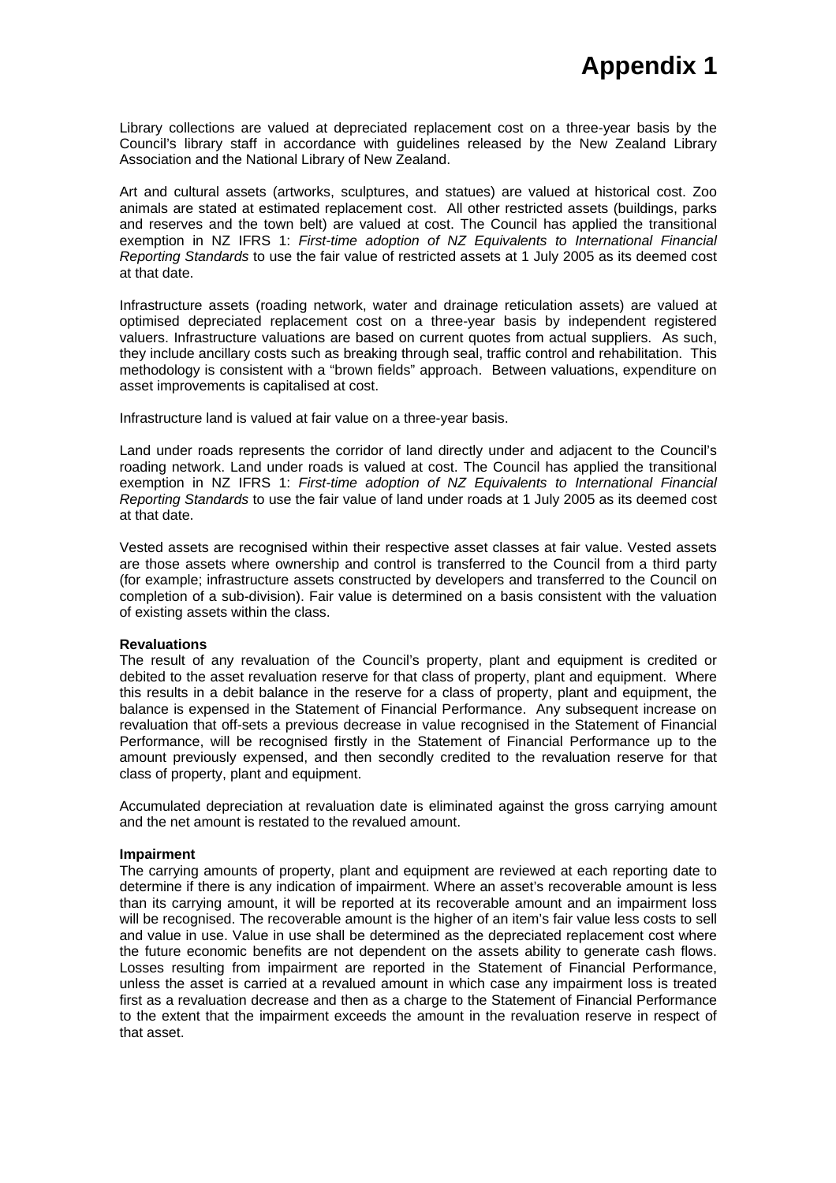# Appendix 1

Library collections are valued at depreciated replacement cost on a three-year basis by the Council's library staff in accordance with guidelines released by the New Zealand Library Association and the National Library of New Zealand.

Art and cultural assets (artworks, sculptures, and statues) are valued at historical cost. Zoo animals are stated at estimated replacement cost. All other restricted assets (buildings, parks and reserves and the town belt) are valued at cost. The Council has applied the transitional exemption in NZ IFRS 1: *First-time adoption of NZ Equivalents to International Financial Reporting Standards* to use the fair value of restricted assets at 1 July 2005 as its deemed cost at that date.

Infrastructure assets (roading network, water and drainage reticulation assets) are valued at optimised depreciated replacement cost on a three-year basis by independent registered valuers. Infrastructure valuations are based on current quotes from actual suppliers. As such, they include ancillary costs such as breaking through seal, traffic control and rehabilitation. This methodology is consistent with a "brown fields" approach. Between valuations, expenditure on asset improvements is capitalised at cost.

Infrastructure land is valued at fair value on a three-year basis.

Land under roads represents the corridor of land directly under and adjacent to the Council's roading network. Land under roads is valued at cost. The Council has applied the transitional exemption in NZ IFRS 1: *First-time adoption of NZ Equivalents to International Financial Reporting Standards* to use the fair value of land under roads at 1 July 2005 as its deemed cost at that date.

Vested assets are recognised within their respective asset classes at fair value. Vested assets are those assets where ownership and control is transferred to the Council from a third party (for example; infrastructure assets constructed by developers and transferred to the Council on completion of a sub-division). Fair value is determined on a basis consistent with the valuation of existing assets within the class.

**Revaluations**

The result of any revaluation of the Council's property, plant and equipment is credited or debited to the asset revaluation reserve for that class of property, plant and equipment. Where this results in a debit balance in the reserve for a class of property, plant and equipment, the balance is expensed in the Statement of Financial Performance. Any subsequent increase on revaluation that off-sets a previous decrease in value recognised in the Statement of Financial Performance, will be recognised firstly in the Statement of Financial Performance up to the amount previously expensed, and then secondly credited to the revaluation reserve for that class of property, plant and equipment.

Accumulated depreciation at revaluation date is eliminated against the gross carrying amount and the net amount is restated to the revalued amount.

**Impairment**

The carrying amounts of property, plant and equipment are reviewed at each reporting date to determine if there is any indication of impairment. Where an asset's recoverable amount is less than its carrying amount, it will be reported at its recoverable amount and an impairment loss will be recognised. The recoverable amount is the higher of an item's fair value less costs to sell and value in use. Value in use shall be determined as the depreciated replacement cost where the future economic benefits are not dependent on the assets ability to generate cash flows. Losses resulting from impairment are reported in the Statement of Financial Performance, unless the asset is carried at a revalued amount in which case any impairment loss is treated first as a revaluation decrease and then as a charge to the Statement of Financial Performance to the extent that the impairment exceeds the amount in the revaluation reserve in respect of that asset.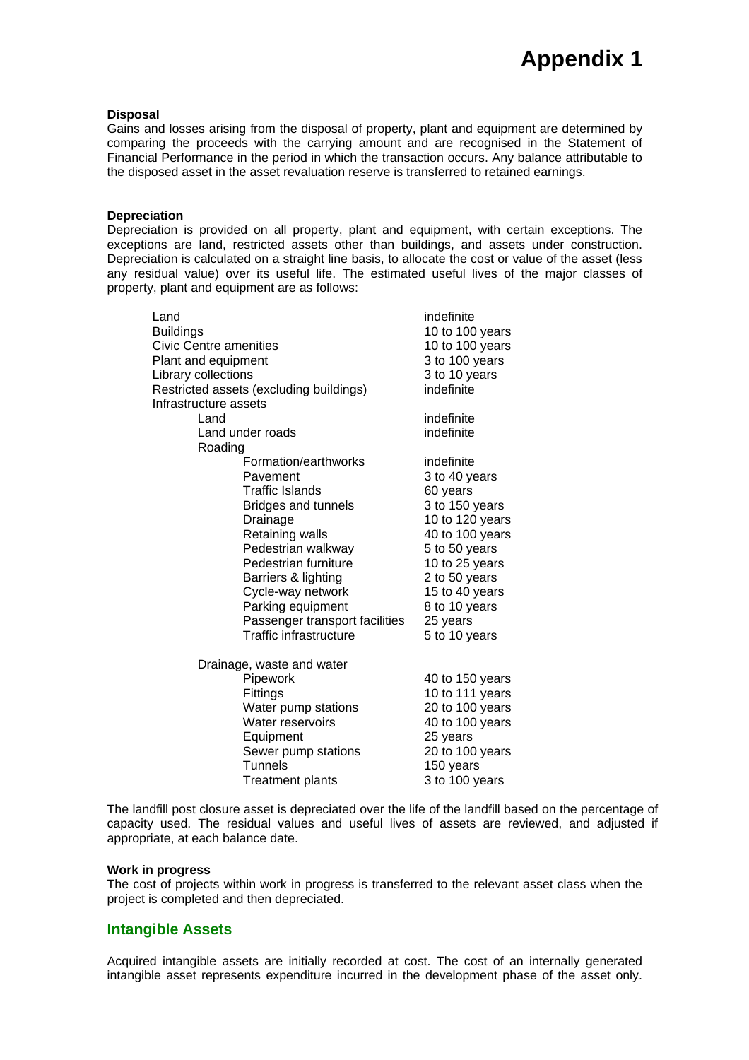# Appendix 1

**Disposal**

Gains and losses arising from the disposal of property, plant and equipment are determined by comparing the proceeds with the carrying amount and are recognised in the Statement of Financial Performance in the period in which the transaction occurs. Any balance attributable to the disposed asset in the asset revaluation reserve is transferred to retained earnings.

**Depreciation**

Depreciation is provided on all property, plant and equipment, with certain exceptions. The exceptions are land, restricted assets other than buildings, and assets under construction. Depreciation is calculated on a straight line basis, to allocate the cost or value of the asset (less any residual value) over its useful life. The estimated useful lives of the major classes of property, plant and equipment are as follows:

| Asset class | Useful life |
|---|---|
| Land | indefinite |
| Buildings | 10 to 100 years |
| Civic Centre amenities | 10 to 100 years |
| Plant and equipment | 3 to 100 years |
| Library collections | 3 to 10 years |
| Restricted assets (excluding buildings) | indefinite |
| Infrastructure assets | |
| Land | indefinite |
| Land under roads | indefinite |
| Roading | |
| Formation/earthworks | indefinite |
| Pavement | 3 to 40 years |
| Traffic Islands | 60 years |
| Bridges and tunnels | 3 to 150 years |
| Drainage | 10 to 120 years |
| Retaining walls | 40 to 100 years |
| Pedestrian walkway | 5 to 50 years |
| Pedestrian furniture | 10 to 25 years |
| Barriers & lighting | 2 to 50 years |
| Cycle-way network | 15 to 40 years |
| Parking equipment | 8 to 10 years |
| Passenger transport facilities | 25 years |
| Traffic infrastructure | 5 to 10 years |
| Drainage, waste and water | |
| Pipework | 40 to 150 years |
| Fittings | 10 to 111 years |
| Water pump stations | 20 to 100 years |
| Water reservoirs | 40 to 100 years |
| Equipment | 25 years |
| Sewer pump stations | 20 to 100 years |
| Tunnels | 150 years |
| Treatment plants | 3 to 100 years |

The landfill post closure asset is depreciated over the life of the landfill based on the percentage of capacity used. The residual values and useful lives of assets are reviewed, and adjusted if appropriate, at each balance date.

**Work in progress**

The cost of projects within work in progress is transferred to the relevant asset class when the project is completed and then depreciated.

## Intangible Assets

Acquired intangible assets are initially recorded at cost. The cost of an internally generated intangible asset represents expenditure incurred in the development phase of the asset only.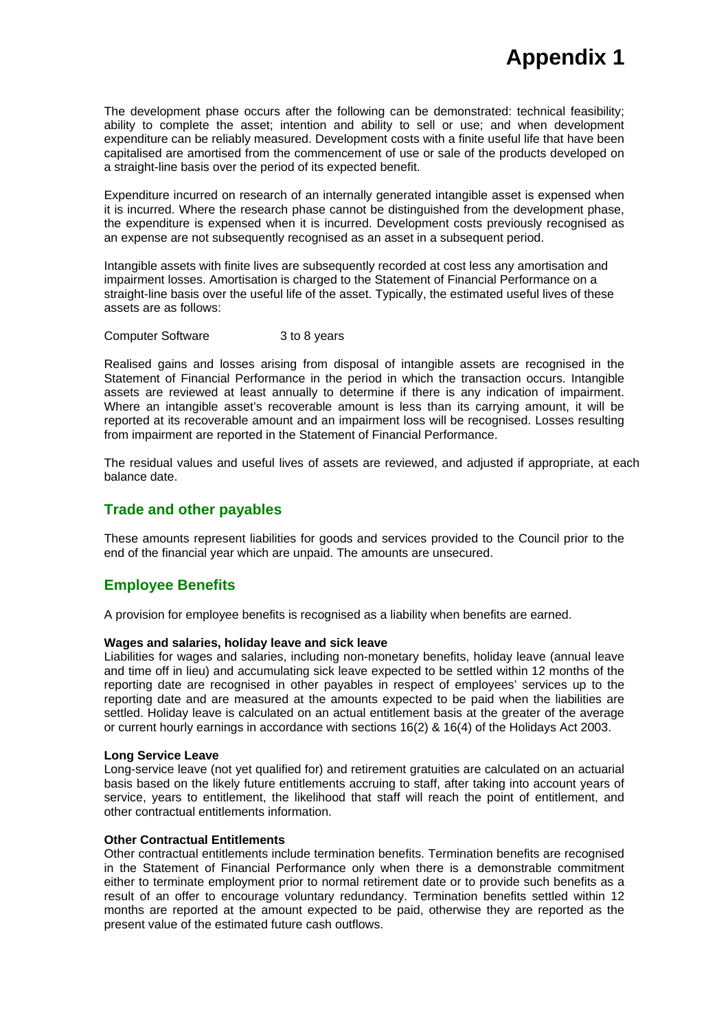# Appendix 1

The development phase occurs after the following can be demonstrated: technical feasibility; ability to complete the asset; intention and ability to sell or use; and when development expenditure can be reliably measured. Development costs with a finite useful life that have been capitalised are amortised from the commencement of use or sale of the products developed on a straight-line basis over the period of its expected benefit.

Expenditure incurred on research of an internally generated intangible asset is expensed when it is incurred. Where the research phase cannot be distinguished from the development phase, the expenditure is expensed when it is incurred. Development costs previously recognised as an expense are not subsequently recognised as an asset in a subsequent period.

Intangible assets with finite lives are subsequently recorded at cost less any amortisation and impairment losses. Amortisation is charged to the Statement of Financial Performance on a straight-line basis over the useful life of the asset. Typically, the estimated useful lives of these assets are as follows:

| | |
|---|---|
| Computer Software | 3 to 8 years |

Realised gains and losses arising from disposal of intangible assets are recognised in the Statement of Financial Performance in the period in which the transaction occurs. Intangible assets are reviewed at least annually to determine if there is any indication of impairment. Where an intangible asset's recoverable amount is less than its carrying amount, it will be reported at its recoverable amount and an impairment loss will be recognised. Losses resulting from impairment are reported in the Statement of Financial Performance.

The residual values and useful lives of assets are reviewed, and adjusted if appropriate, at each balance date.

## Trade and other payables

These amounts represent liabilities for goods and services provided to the Council prior to the end of the financial year which are unpaid. The amounts are unsecured.

## Employee Benefits

A provision for employee benefits is recognised as a liability when benefits are earned.

**Wages and salaries, holiday leave and sick leave**
Liabilities for wages and salaries, including non-monetary benefits, holiday leave (annual leave and time off in lieu) and accumulating sick leave expected to be settled within 12 months of the reporting date are recognised in other payables in respect of employees' services up to the reporting date and are measured at the amounts expected to be paid when the liabilities are settled. Holiday leave is calculated on an actual entitlement basis at the greater of the average or current hourly earnings in accordance with sections 16(2) & 16(4) of the Holidays Act 2003.

**Long Service Leave**
Long-service leave (not yet qualified for) and retirement gratuities are calculated on an actuarial basis based on the likely future entitlements accruing to staff, after taking into account years of service, years to entitlement, the likelihood that staff will reach the point of entitlement, and other contractual entitlements information.

**Other Contractual Entitlements**
Other contractual entitlements include termination benefits. Termination benefits are recognised in the Statement of Financial Performance only when there is a demonstrable commitment either to terminate employment prior to normal retirement date or to provide such benefits as a result of an offer to encourage voluntary redundancy. Termination benefits settled within 12 months are reported at the amount expected to be paid, otherwise they are reported as the present value of the estimated future cash outflows.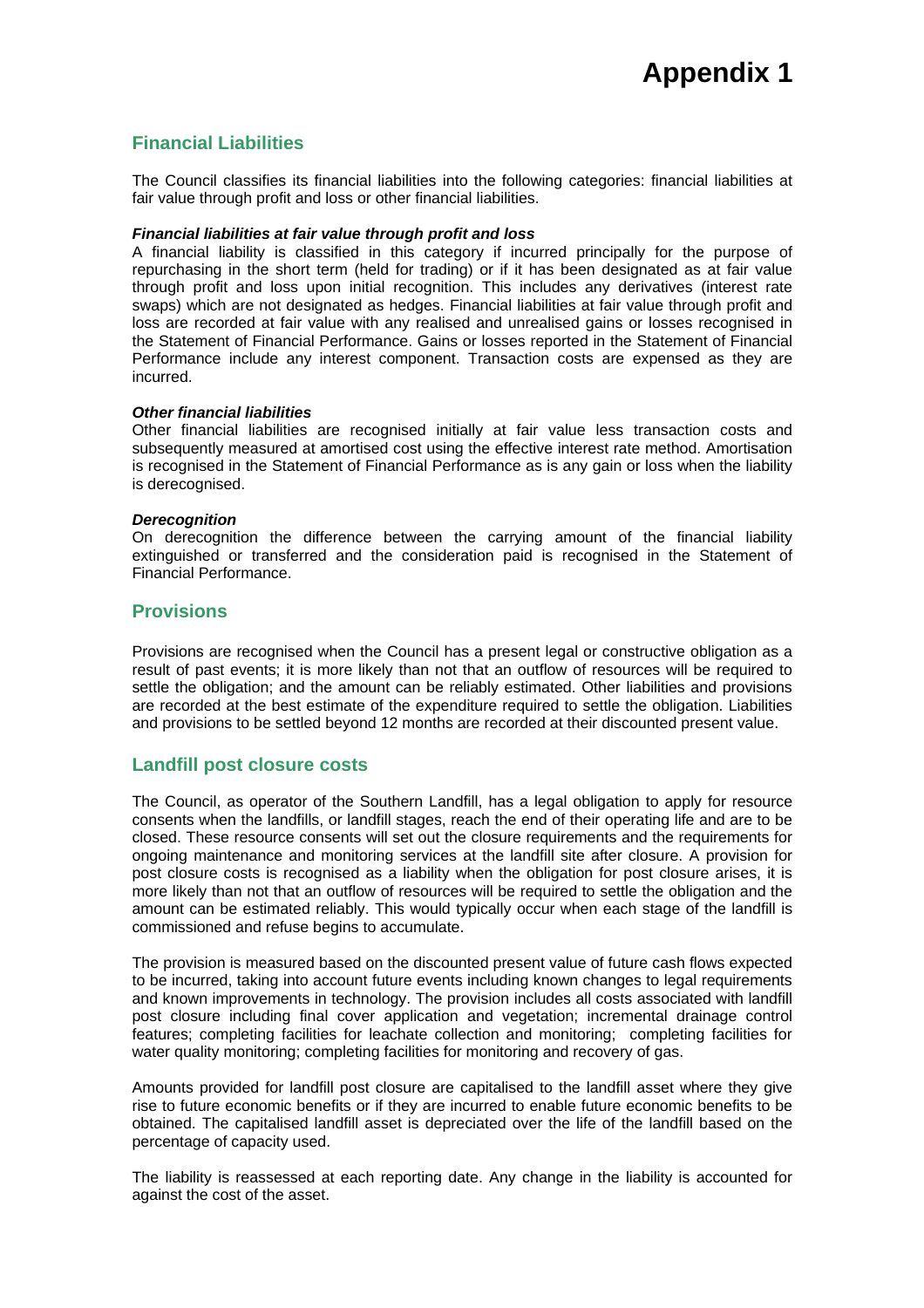# Appendix 1

## Financial Liabilities

The Council classifies its financial liabilities into the following categories: financial liabilities at fair value through profit and loss or other financial liabilities.

***Financial liabilities at fair value through profit and loss***

A financial liability is classified in this category if incurred principally for the purpose of repurchasing in the short term (held for trading) or if it has been designated as at fair value through profit and loss upon initial recognition. This includes any derivatives (interest rate swaps) which are not designated as hedges. Financial liabilities at fair value through profit and loss are recorded at fair value with any realised and unrealised gains or losses recognised in the Statement of Financial Performance. Gains or losses reported in the Statement of Financial Performance include any interest component. Transaction costs are expensed as they are incurred.

***Other financial liabilities***

Other financial liabilities are recognised initially at fair value less transaction costs and subsequently measured at amortised cost using the effective interest rate method. Amortisation is recognised in the Statement of Financial Performance as is any gain or loss when the liability is derecognised.

***Derecognition***

On derecognition the difference between the carrying amount of the financial liability extinguished or transferred and the consideration paid is recognised in the Statement of Financial Performance.

## Provisions

Provisions are recognised when the Council has a present legal or constructive obligation as a result of past events; it is more likely than not that an outflow of resources will be required to settle the obligation; and the amount can be reliably estimated. Other liabilities and provisions are recorded at the best estimate of the expenditure required to settle the obligation. Liabilities and provisions to be settled beyond 12 months are recorded at their discounted present value.

## Landfill post closure costs

The Council, as operator of the Southern Landfill, has a legal obligation to apply for resource consents when the landfills, or landfill stages, reach the end of their operating life and are to be closed. These resource consents will set out the closure requirements and the requirements for ongoing maintenance and monitoring services at the landfill site after closure. A provision for post closure costs is recognised as a liability when the obligation for post closure arises, it is more likely than not that an outflow of resources will be required to settle the obligation and the amount can be estimated reliably. This would typically occur when each stage of the landfill is commissioned and refuse begins to accumulate.

The provision is measured based on the discounted present value of future cash flows expected to be incurred, taking into account future events including known changes to legal requirements and known improvements in technology. The provision includes all costs associated with landfill post closure including final cover application and vegetation; incremental drainage control features; completing facilities for leachate collection and monitoring; completing facilities for water quality monitoring; completing facilities for monitoring and recovery of gas.

Amounts provided for landfill post closure are capitalised to the landfill asset where they give rise to future economic benefits or if they are incurred to enable future economic benefits to be obtained. The capitalised landfill asset is depreciated over the life of the landfill based on the percentage of capacity used.

The liability is reassessed at each reporting date. Any change in the liability is accounted for against the cost of the asset.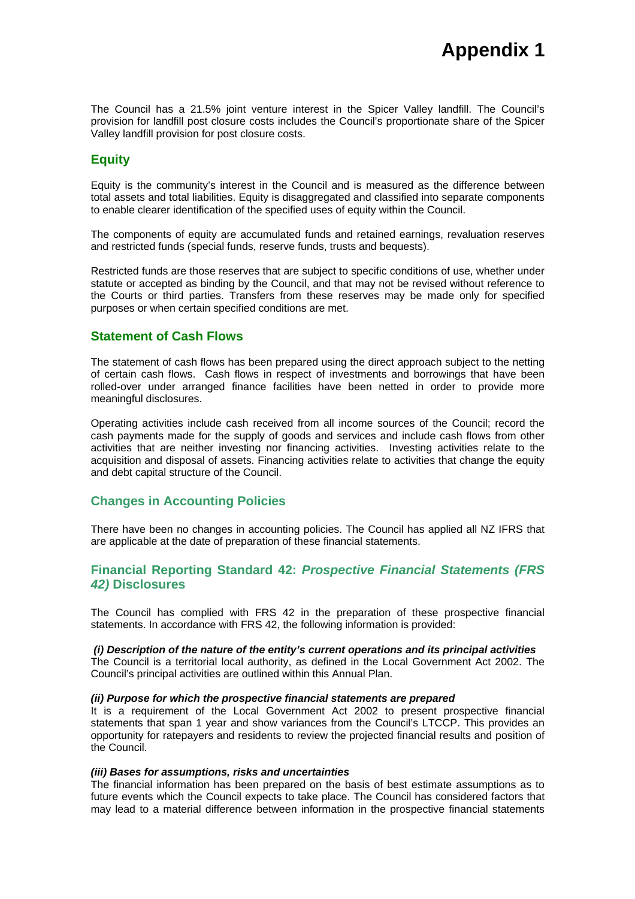# Appendix 1

The Council has a 21.5% joint venture interest in the Spicer Valley landfill. The Council's provision for landfill post closure costs includes the Council's proportionate share of the Spicer Valley landfill provision for post closure costs.

## Equity

Equity is the community's interest in the Council and is measured as the difference between total assets and total liabilities. Equity is disaggregated and classified into separate components to enable clearer identification of the specified uses of equity within the Council.

The components of equity are accumulated funds and retained earnings, revaluation reserves and restricted funds (special funds, reserve funds, trusts and bequests).

Restricted funds are those reserves that are subject to specific conditions of use, whether under statute or accepted as binding by the Council, and that may not be revised without reference to the Courts or third parties. Transfers from these reserves may be made only for specified purposes or when certain specified conditions are met.

## Statement of Cash Flows

The statement of cash flows has been prepared using the direct approach subject to the netting of certain cash flows. Cash flows in respect of investments and borrowings that have been rolled-over under arranged finance facilities have been netted in order to provide more meaningful disclosures.

Operating activities include cash received from all income sources of the Council; record the cash payments made for the supply of goods and services and include cash flows from other activities that are neither investing nor financing activities. Investing activities relate to the acquisition and disposal of assets. Financing activities relate to activities that change the equity and debt capital structure of the Council.

## Changes in Accounting Policies

There have been no changes in accounting policies. The Council has applied all NZ IFRS that are applicable at the date of preparation of these financial statements.

## Financial Reporting Standard 42: *Prospective Financial Statements (FRS 42)* Disclosures

The Council has complied with FRS 42 in the preparation of these prospective financial statements. In accordance with FRS 42, the following information is provided:

***(i) Description of the nature of the entity's current operations and its principal activities***
The Council is a territorial local authority, as defined in the Local Government Act 2002. The Council's principal activities are outlined within this Annual Plan.

***(ii) Purpose for which the prospective financial statements are prepared***
It is a requirement of the Local Government Act 2002 to present prospective financial statements that span 1 year and show variances from the Council's LTCCP. This provides an opportunity for ratepayers and residents to review the projected financial results and position of the Council.

***(iii) Bases for assumptions, risks and uncertainties***
The financial information has been prepared on the basis of best estimate assumptions as to future events which the Council expects to take place. The Council has considered factors that may lead to a material difference between information in the prospective financial statements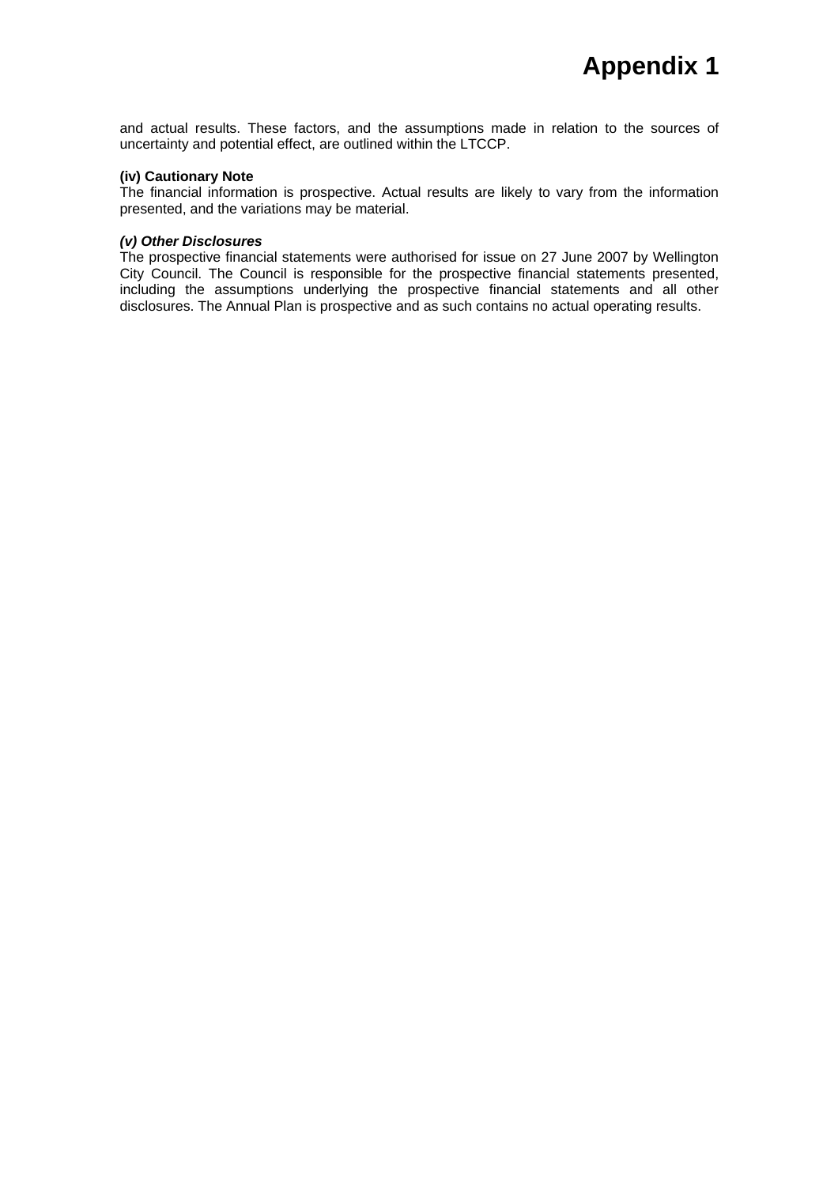and actual results. These factors, and the assumptions made in relation to the sources of uncertainty and potential effect, are outlined within the LTCCP.

**(iv) Cautionary Note**

The financial information is prospective. Actual results are likely to vary from the information presented, and the variations may be material.

***(v) Other Disclosures***

The prospective financial statements were authorised for issue on 27 June 2007 by Wellington City Council. The Council is responsible for the prospective financial statements presented, including the assumptions underlying the prospective financial statements and all other disclosures. The Annual Plan is prospective and as such contains no actual operating results.